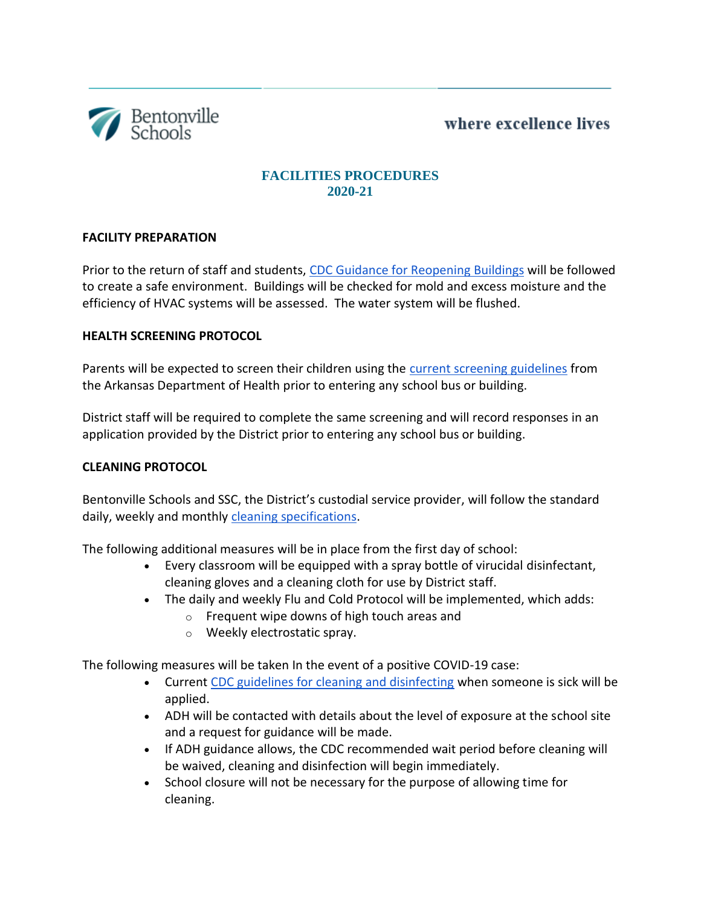Bentonville Schools

where excellence lives

# FACILITIES PROCEDURES 2020-21

## FACILITY PREPARATION

Prior to the return of staff and students, CDC Guidance for Reopening Buildings will be followed to create a safe environment. Buildings will be checked for mold and excess moisture and the efficiency of HVAC systems will be assessed. The water system will be flushed.

## HEALTH SCREENING PROTOCOL

Parents will be expected to screen their children using the current screening guidelines from the Arkansas Department of Health prior to entering any school bus or building.

District staff will be required to complete the same screening and will record responses in an application provided by the District prior to entering any school bus or building.

## CLEANING PROTOCOL

Bentonville Schools and SSC, the District's custodial service provider, will follow the standard daily, weekly and monthly cleaning specifications.

The following additional measures will be in place from the first day of school:

- Every classroom will be equipped with a spray bottle of virucidal disinfectant, cleaning gloves and a cleaning cloth for use by District staff.
- The daily and weekly Flu and Cold Protocol will be implemented, which adds:
  - Frequent wipe downs of high touch areas and
  - Weekly electrostatic spray.

The following measures will be taken In the event of a positive COVID-19 case:

- Current CDC guidelines for cleaning and disinfecting when someone is sick will be applied.
- ADH will be contacted with details about the level of exposure at the school site and a request for guidance will be made.
- If ADH guidance allows, the CDC recommended wait period before cleaning will be waived, cleaning and disinfection will begin immediately.
- School closure will not be necessary for the purpose of allowing time for cleaning.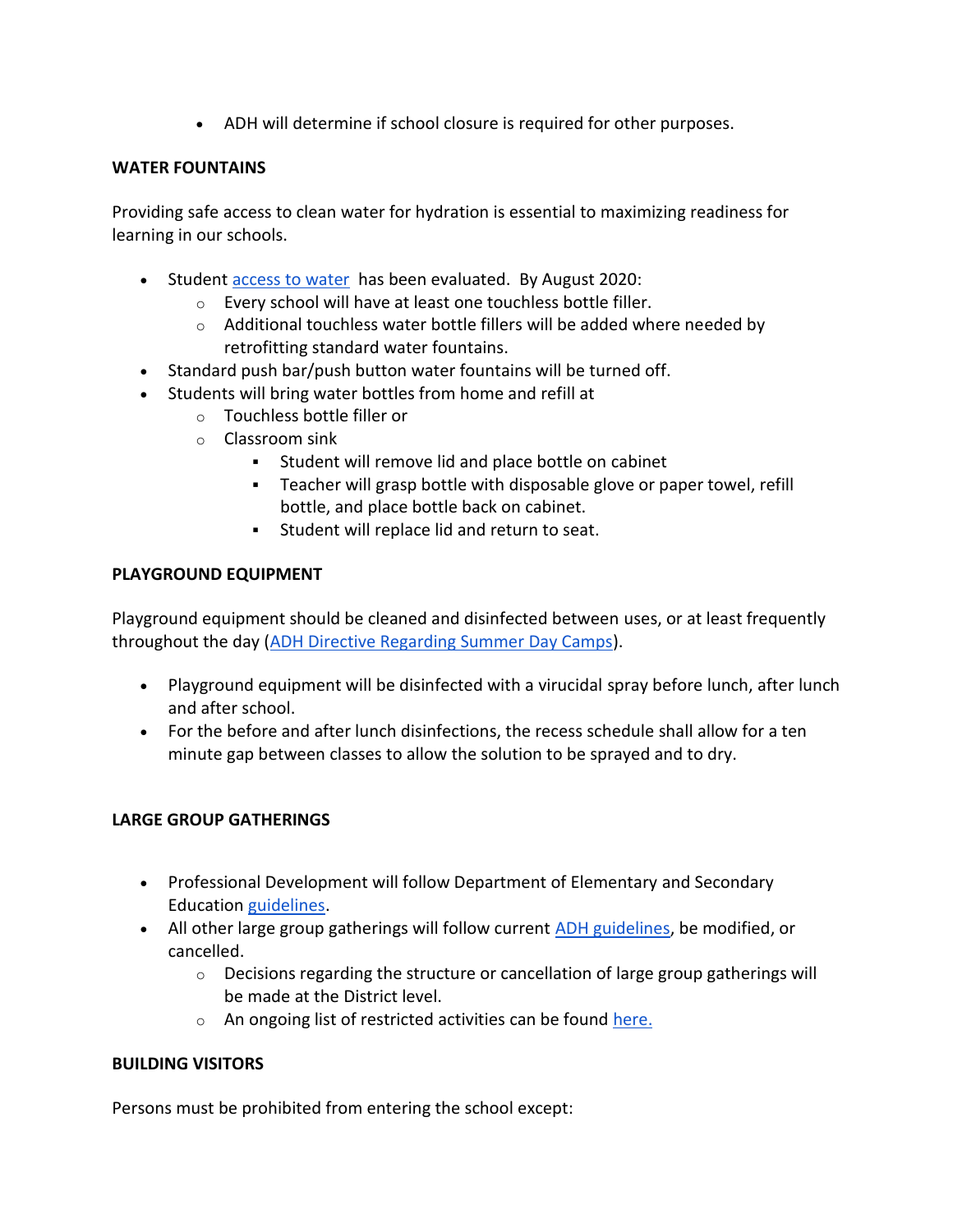- ADH will determine if school closure is required for other purposes.

**WATER FOUNTAINS**

Providing safe access to clean water for hydration is essential to maximizing readiness for learning in our schools.

- Student access to water has been evaluated. By August 2020:
  - Every school will have at least one touchless bottle filler.
  - Additional touchless water bottle fillers will be added where needed by retrofitting standard water fountains.
- Standard push bar/push button water fountains will be turned off.
- Students will bring water bottles from home and refill at
  - Touchless bottle filler or
  - Classroom sink
    - Student will remove lid and place bottle on cabinet
    - Teacher will grasp bottle with disposable glove or paper towel, refill bottle, and place bottle back on cabinet.
    - Student will replace lid and return to seat.

**PLAYGROUND EQUIPMENT**

Playground equipment should be cleaned and disinfected between uses, or at least frequently throughout the day (ADH Directive Regarding Summer Day Camps).

- Playground equipment will be disinfected with a virucidal spray before lunch, after lunch and after school.
- For the before and after lunch disinfections, the recess schedule shall allow for a ten minute gap between classes to allow the solution to be sprayed and to dry.

**LARGE GROUP GATHERINGS**

- Professional Development will follow Department of Elementary and Secondary Education guidelines.
- All other large group gatherings will follow current ADH guidelines, be modified, or cancelled.
  - Decisions regarding the structure or cancellation of large group gatherings will be made at the District level.
  - An ongoing list of restricted activities can be found here.

**BUILDING VISITORS**

Persons must be prohibited from entering the school except: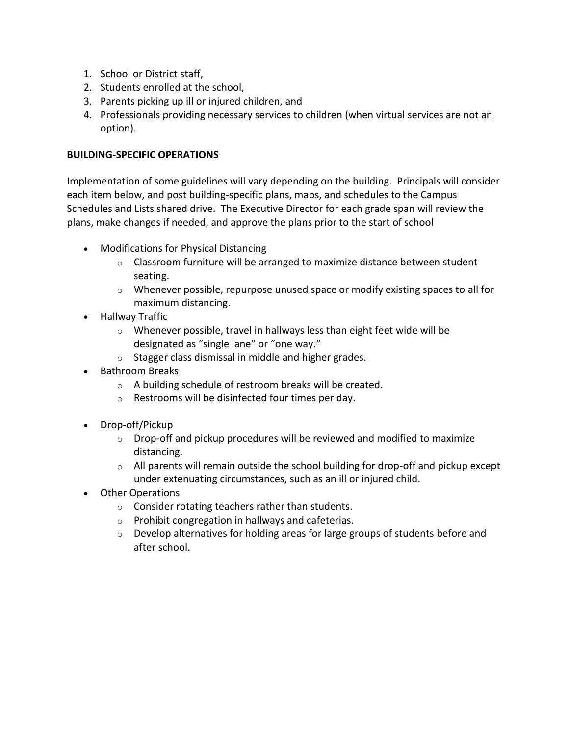1. School or District staff,
2. Students enrolled at the school,
3. Parents picking up ill or injured children, and
4. Professionals providing necessary services to children (when virtual services are not an option).

**BUILDING-SPECIFIC OPERATIONS**

Implementation of some guidelines will vary depending on the building. Principals will consider each item below, and post building-specific plans, maps, and schedules to the Campus Schedules and Lists shared drive. The Executive Director for each grade span will review the plans, make changes if needed, and approve the plans prior to the start of school

- Modifications for Physical Distancing
  - Classroom furniture will be arranged to maximize distance between student seating.
  - Whenever possible, repurpose unused space or modify existing spaces to all for maximum distancing.
- Hallway Traffic
  - Whenever possible, travel in hallways less than eight feet wide will be designated as "single lane" or "one way."
  - Stagger class dismissal in middle and higher grades.
- Bathroom Breaks
  - A building schedule of restroom breaks will be created.
  - Restrooms will be disinfected four times per day.
- Drop-off/Pickup
  - Drop-off and pickup procedures will be reviewed and modified to maximize distancing.
  - All parents will remain outside the school building for drop-off and pickup except under extenuating circumstances, such as an ill or injured child.
- Other Operations
  - Consider rotating teachers rather than students.
  - Prohibit congregation in hallways and cafeterias.
  - Develop alternatives for holding areas for large groups of students before and after school.